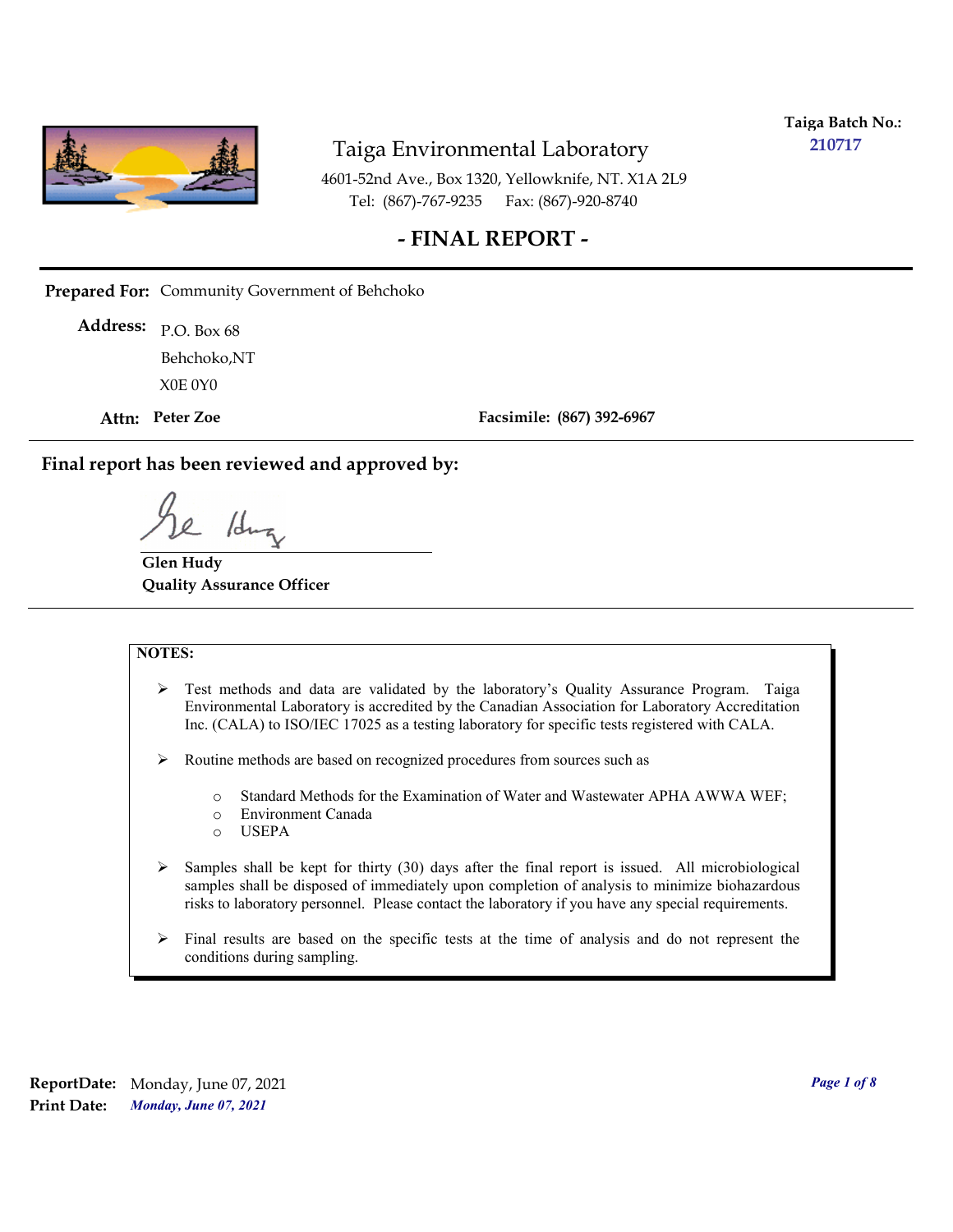**Taiga Batch No.:** 210717

# Taiga Environmental Laboratory

4601-52nd Ave., Box 1320, Yellowknife, NT. X1A 2L9
Tel: (867)-767-9235 Fax: (867)-920-8740

## - FINAL REPORT -

**Prepared For:** Community Government of Behchoko

**Address:** P.O. Box 68
Behchoko,NT
X0E 0Y0

**Attn:** **Peter Zoe**

**Facsimile:** **(867) 392-6967**

**Final report has been reviewed and approved by:**

**Glen Hudy**
**Quality Assurance Officer**

**NOTES:**

- Test methods and data are validated by the laboratory's Quality Assurance Program. Taiga Environmental Laboratory is accredited by the Canadian Association for Laboratory Accreditation Inc. (CALA) to ISO/IEC 17025 as a testing laboratory for specific tests registered with CALA.
- Routine methods are based on recognized procedures from sources such as
  - Standard Methods for the Examination of Water and Wastewater APHA AWWA WEF;
  - Environment Canada
  - USEPA
- Samples shall be kept for thirty (30) days after the final report is issued. All microbiological samples shall be disposed of immediately upon completion of analysis to minimize biohazardous risks to laboratory personnel. Please contact the laboratory if you have any special requirements.
- Final results are based on the specific tests at the time of analysis and do not represent the conditions during sampling.

**ReportDate:** Monday, June 07, 2021
**Print Date:** *Monday, June 07, 2021*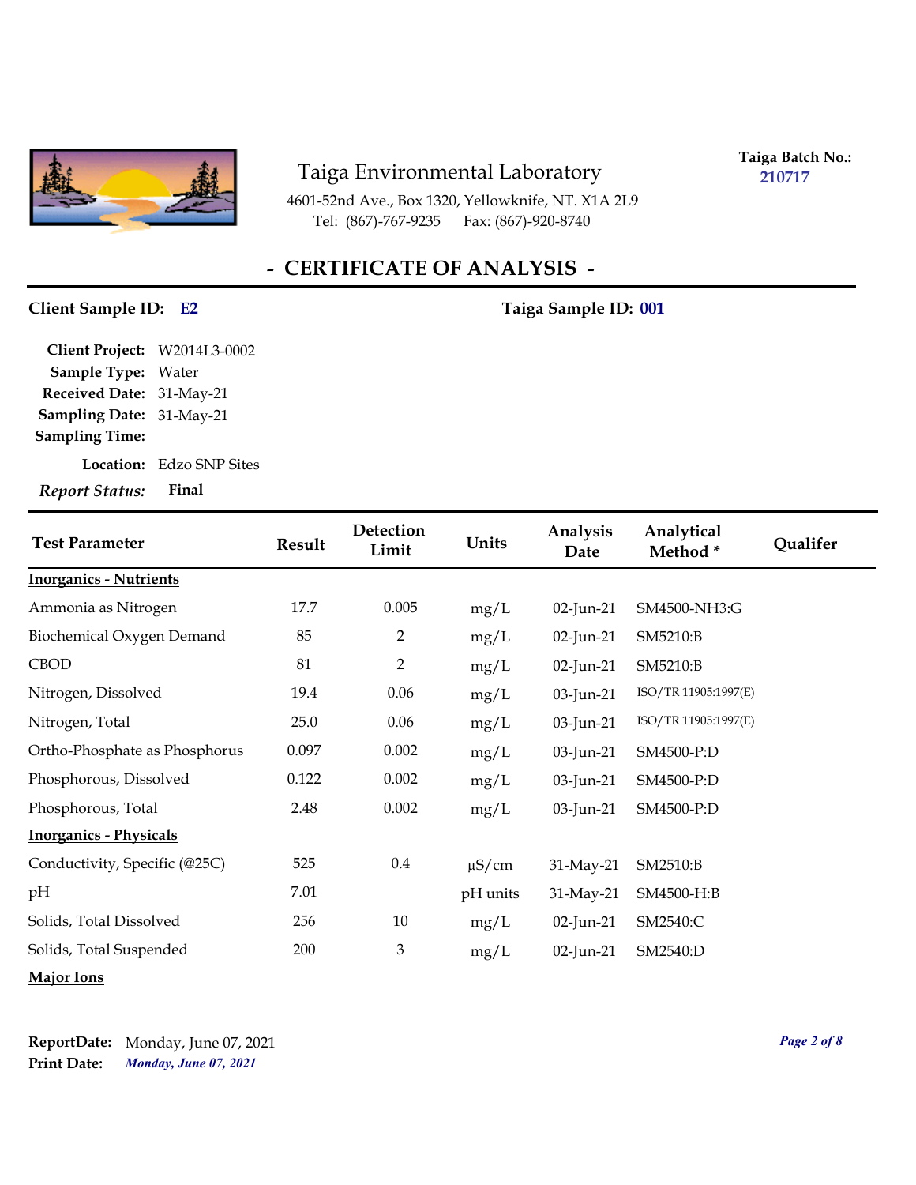# Taiga Environmental Laboratory

4601-52nd Ave., Box 1320, Yellowknife, NT. X1A 2L9
Tel: (867)-767-9235 Fax: (867)-920-8740

**Taiga Batch No.:** 210717

## - CERTIFICATE OF ANALYSIS -

**Client Sample ID:** E2 **Taiga Sample ID:** 001

**Client Project:** W2014L3-0002
**Sample Type:** Water
**Received Date:** 31-May-21
**Sampling Date:** 31-May-21
**Sampling Time:**
**Location:** Edzo SNP Sites
*Report Status:* **Final**

| Test Parameter | Result | Detection Limit | Units | Analysis Date | Analytical Method * | Qualifer |
|---|---|---|---|---|---|---|
| **Inorganics - Nutrients** | | | | | | |
| Ammonia as Nitrogen | 17.7 | 0.005 | mg/L | 02-Jun-21 | SM4500-NH3:G | |
| Biochemical Oxygen Demand | 85 | 2 | mg/L | 02-Jun-21 | SM5210:B | |
| CBOD | 81 | 2 | mg/L | 02-Jun-21 | SM5210:B | |
| Nitrogen, Dissolved | 19.4 | 0.06 | mg/L | 03-Jun-21 | ISO/TR 11905:1997(E) | |
| Nitrogen, Total | 25.0 | 0.06 | mg/L | 03-Jun-21 | ISO/TR 11905:1997(E) | |
| Ortho-Phosphate as Phosphorus | 0.097 | 0.002 | mg/L | 03-Jun-21 | SM4500-P:D | |
| Phosphorous, Dissolved | 0.122 | 0.002 | mg/L | 03-Jun-21 | SM4500-P:D | |
| Phosphorous, Total | 2.48 | 0.002 | mg/L | 03-Jun-21 | SM4500-P:D | |
| **Inorganics - Physicals** | | | | | | |
| Conductivity, Specific (@25C) | 525 | 0.4 | µS/cm | 31-May-21 | SM2510:B | |
| pH | 7.01 | | pH units | 31-May-21 | SM4500-H:B | |
| Solids, Total Dissolved | 256 | 10 | mg/L | 02-Jun-21 | SM2540:C | |
| Solids, Total Suspended | 200 | 3 | mg/L | 02-Jun-21 | SM2540:D | |
| **Major Ions** | | | | | | |

**ReportDate:** Monday, June 07, 2021
**Print Date:** *Monday, June 07, 2021*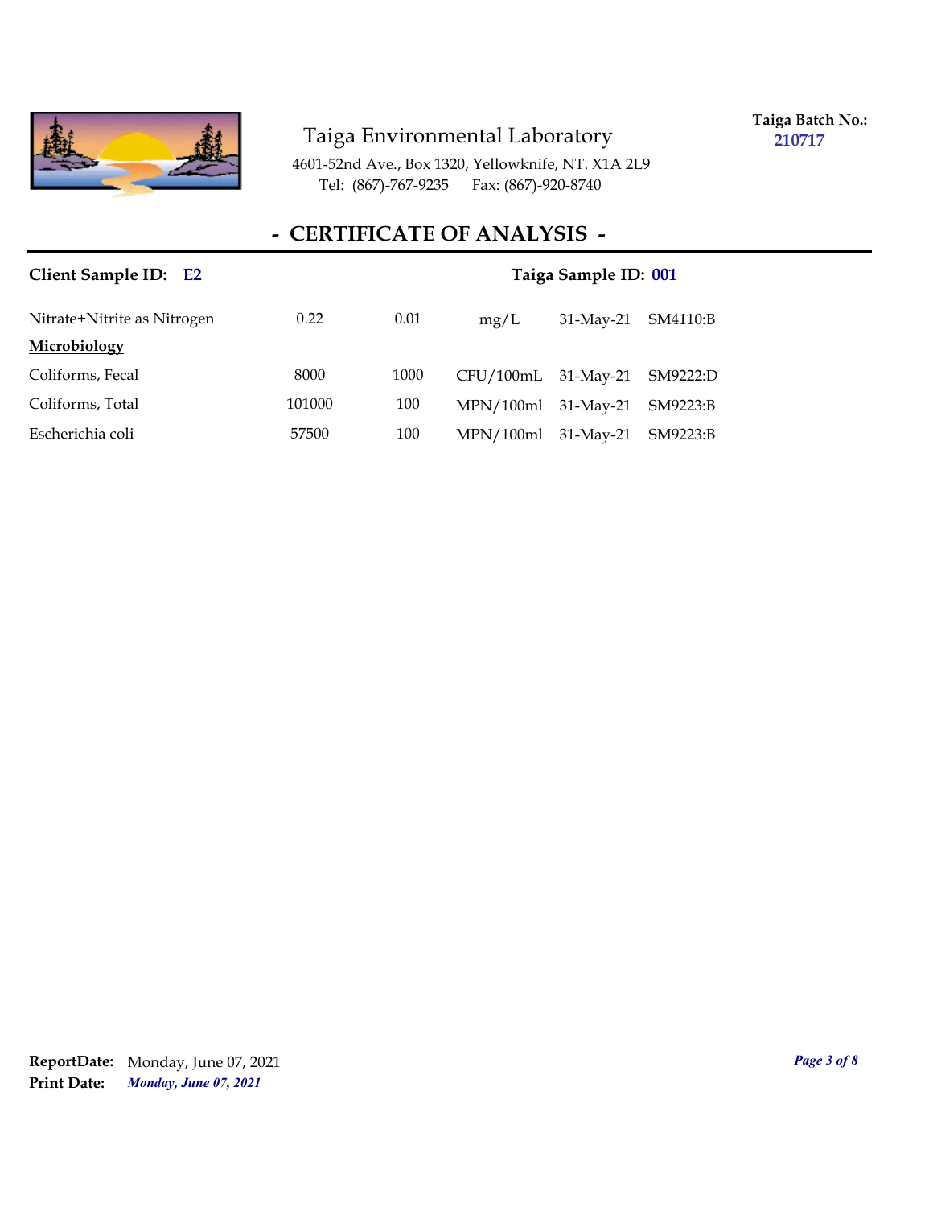Taiga Environmental Laboratory

4601-52nd Ave., Box 1320, Yellowknife, NT. X1A 2L9
Tel: (867)-767-9235 Fax: (867)-920-8740

**Taiga Batch No.:** **210717**

# - CERTIFICATE OF ANALYSIS -

**Client Sample ID: E2** **Taiga Sample ID: 001**

| | | | | | |
|---|---|---|---|---|---|
| Nitrate+Nitrite as Nitrogen | 0.22 | 0.01 | mg/L | 31-May-21 | SM4110:B |
| **Microbiology** | | | | | |
| Coliforms, Fecal | 8000 | 1000 | CFU/100mL | 31-May-21 | SM9222:D |
| Coliforms, Total | 101000 | 100 | MPN/100ml | 31-May-21 | SM9223:B |
| Escherichia coli | 57500 | 100 | MPN/100ml | 31-May-21 | SM9223:B |

**ReportDate:** Monday, June 07, 2021
**Print Date:** ***Monday, June 07, 2021***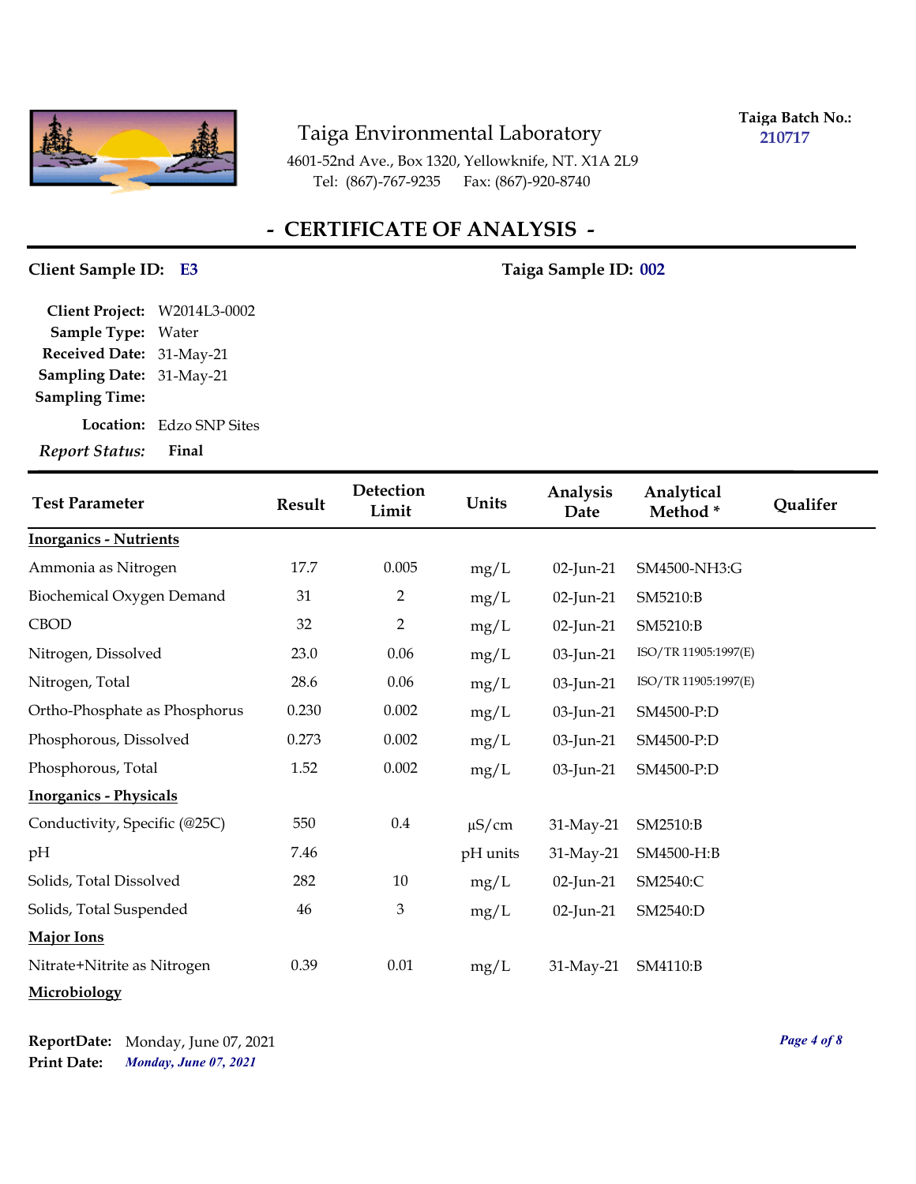# Taiga Environmental Laboratory

4601-52nd Ave., Box 1320, Yellowknife, NT. X1A 2L9
Tel: (867)-767-9235 Fax: (867)-920-8740

**Taiga Batch No.:** 210717

## - CERTIFICATE OF ANALYSIS -

**Client Sample ID:** E3 **Taiga Sample ID:** 002

**Client Project:** W2014L3-0002
**Sample Type:** Water
**Received Date:** 31-May-21
**Sampling Date:** 31-May-21
**Sampling Time:**
**Location:** Edzo SNP Sites
***Report Status:*** **Final**

| Test Parameter | Result | Detection Limit | Units | Analysis Date | Analytical Method * | Qualifer |
|---|---|---|---|---|---|---|
| **Inorganics - Nutrients** | | | | | | |
| Ammonia as Nitrogen | 17.7 | 0.005 | mg/L | 02-Jun-21 | SM4500-NH3:G | |
| Biochemical Oxygen Demand | 31 | 2 | mg/L | 02-Jun-21 | SM5210:B | |
| CBOD | 32 | 2 | mg/L | 02-Jun-21 | SM5210:B | |
| Nitrogen, Dissolved | 23.0 | 0.06 | mg/L | 03-Jun-21 | ISO/TR 11905:1997(E) | |
| Nitrogen, Total | 28.6 | 0.06 | mg/L | 03-Jun-21 | ISO/TR 11905:1997(E) | |
| Ortho-Phosphate as Phosphorus | 0.230 | 0.002 | mg/L | 03-Jun-21 | SM4500-P:D | |
| Phosphorous, Dissolved | 0.273 | 0.002 | mg/L | 03-Jun-21 | SM4500-P:D | |
| Phosphorous, Total | 1.52 | 0.002 | mg/L | 03-Jun-21 | SM4500-P:D | |
| **Inorganics - Physicals** | | | | | | |
| Conductivity, Specific (@25C) | 550 | 0.4 | µS/cm | 31-May-21 | SM2510:B | |
| pH | 7.46 | | pH units | 31-May-21 | SM4500-H:B | |
| Solids, Total Dissolved | 282 | 10 | mg/L | 02-Jun-21 | SM2540:C | |
| Solids, Total Suspended | 46 | 3 | mg/L | 02-Jun-21 | SM2540:D | |
| **Major Ions** | | | | | | |
| Nitrate+Nitrite as Nitrogen | 0.39 | 0.01 | mg/L | 31-May-21 | SM4110:B | |
| **Microbiology** | | | | | | |

**ReportDate:** Monday, June 07, 2021
**Print Date:** ***Monday, June 07, 2021***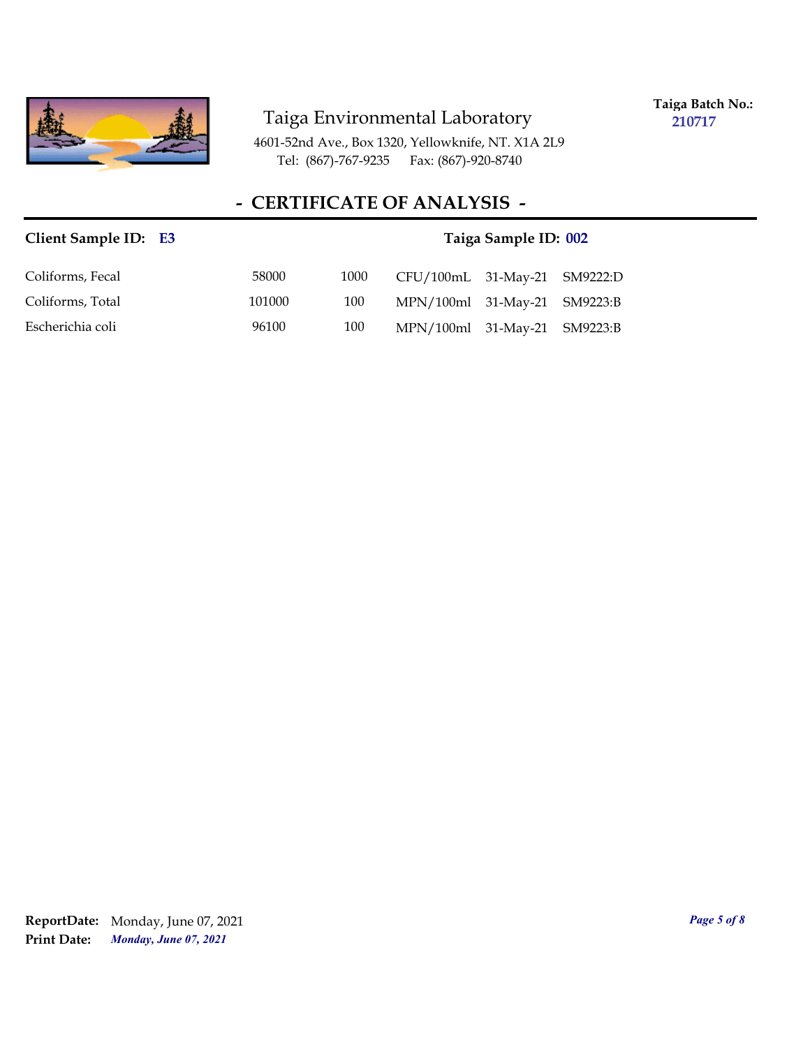Taiga Environmental Laboratory

4601-52nd Ave., Box 1320, Yellowknife, NT. X1A 2L9
Tel: (867)-767-9235 Fax: (867)-920-8740

**Taiga Batch No.:** 210717

## - CERTIFICATE OF ANALYSIS -

**Client Sample ID:** E3 **Taiga Sample ID:** 002

| | | | | | |
|---|---|---|---|---|---|
| Coliforms, Fecal | 58000 | 1000 | CFU/100mL | 31-May-21 | SM9222:D |
| Coliforms, Total | 101000 | 100 | MPN/100ml | 31-May-21 | SM9223:B |
| Escherichia coli | 96100 | 100 | MPN/100ml | 31-May-21 | SM9223:B |

**ReportDate:** Monday, June 07, 2021
**Print Date:** *Monday, June 07, 2021*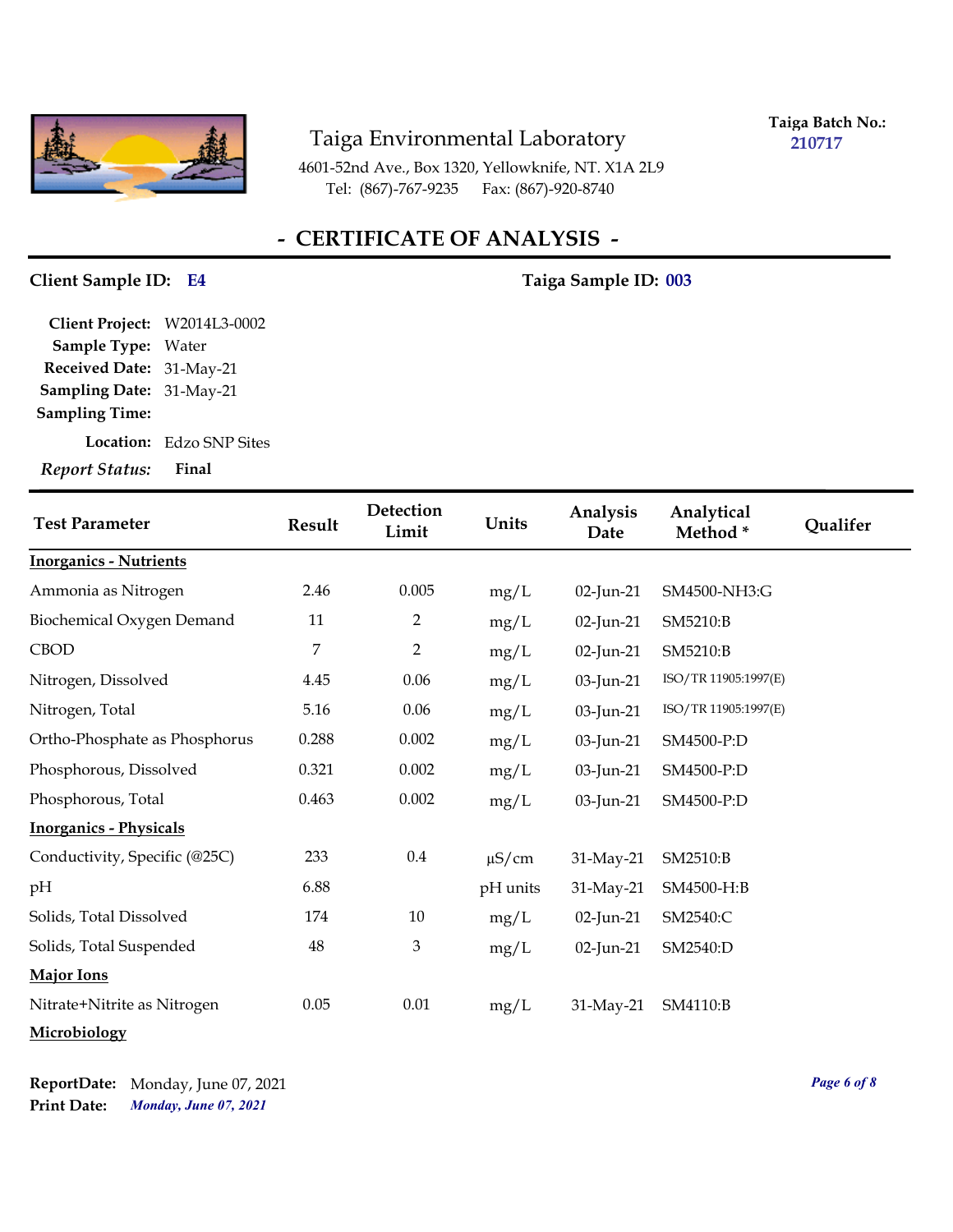Taiga Environmental Laboratory

4601-52nd Ave., Box 1320, Yellowknife, NT. X1A 2L9
Tel: (867)-767-9235 Fax: (867)-920-8740

**Taiga Batch No.:** 210717

# - CERTIFICATE OF ANALYSIS -

**Client Sample ID:** E4 **Taiga Sample ID:** 003

**Client Project:** W2014L3-0002
**Sample Type:** Water
**Received Date:** 31-May-21
**Sampling Date:** 31-May-21
**Sampling Time:**
**Location:** Edzo SNP Sites
*Report Status:* **Final**

| Test Parameter | Result | Detection Limit | Units | Analysis Date | Analytical Method * | Qualifer |
|---|---|---|---|---|---|---|
| **Inorganics - Nutrients** | | | | | | |
| Ammonia as Nitrogen | 2.46 | 0.005 | mg/L | 02-Jun-21 | SM4500-NH3:G | |
| Biochemical Oxygen Demand | 11 | 2 | mg/L | 02-Jun-21 | SM5210:B | |
| CBOD | 7 | 2 | mg/L | 02-Jun-21 | SM5210:B | |
| Nitrogen, Dissolved | 4.45 | 0.06 | mg/L | 03-Jun-21 | ISO/TR 11905:1997(E) | |
| Nitrogen, Total | 5.16 | 0.06 | mg/L | 03-Jun-21 | ISO/TR 11905:1997(E) | |
| Ortho-Phosphate as Phosphorus | 0.288 | 0.002 | mg/L | 03-Jun-21 | SM4500-P:D | |
| Phosphorous, Dissolved | 0.321 | 0.002 | mg/L | 03-Jun-21 | SM4500-P:D | |
| Phosphorous, Total | 0.463 | 0.002 | mg/L | 03-Jun-21 | SM4500-P:D | |
| **Inorganics - Physicals** | | | | | | |
| Conductivity, Specific (@25C) | 233 | 0.4 | µS/cm | 31-May-21 | SM2510:B | |
| pH | 6.88 | | pH units | 31-May-21 | SM4500-H:B | |
| Solids, Total Dissolved | 174 | 10 | mg/L | 02-Jun-21 | SM2540:C | |
| Solids, Total Suspended | 48 | 3 | mg/L | 02-Jun-21 | SM2540:D | |
| **Major Ions** | | | | | | |
| Nitrate+Nitrite as Nitrogen | 0.05 | 0.01 | mg/L | 31-May-21 | SM4110:B | |
| **Microbiology** | | | | | | |

**ReportDate:** Monday, June 07, 2021
**Print Date:** *Monday, June 07, 2021*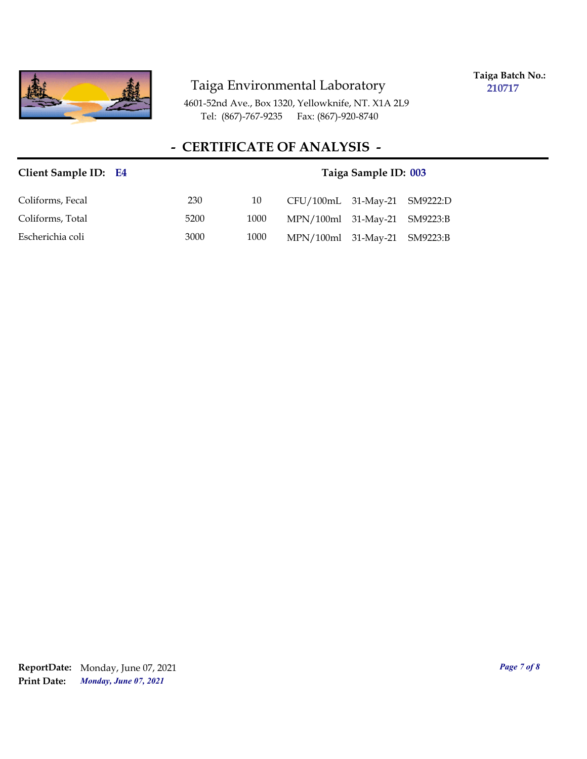Taiga Environmental Laboratory

4601-52nd Ave., Box 1320, Yellowknife, NT. X1A 2L9
Tel: (867)-767-9235 Fax: (867)-920-8740

**Taiga Batch No.:** 210717

## - CERTIFICATE OF ANALYSIS -

**Client Sample ID:** E4 **Taiga Sample ID:** 003

| | | | | | |
|---|---|---|---|---|---|
| Coliforms, Fecal | 230 | 10 | CFU/100mL | 31-May-21 | SM9222:D |
| Coliforms, Total | 5200 | 1000 | MPN/100ml | 31-May-21 | SM9223:B |
| Escherichia coli | 3000 | 1000 | MPN/100ml | 31-May-21 | SM9223:B |

**ReportDate:** Monday, June 07, 2021
**Print Date:** *Monday, June 07, 2021*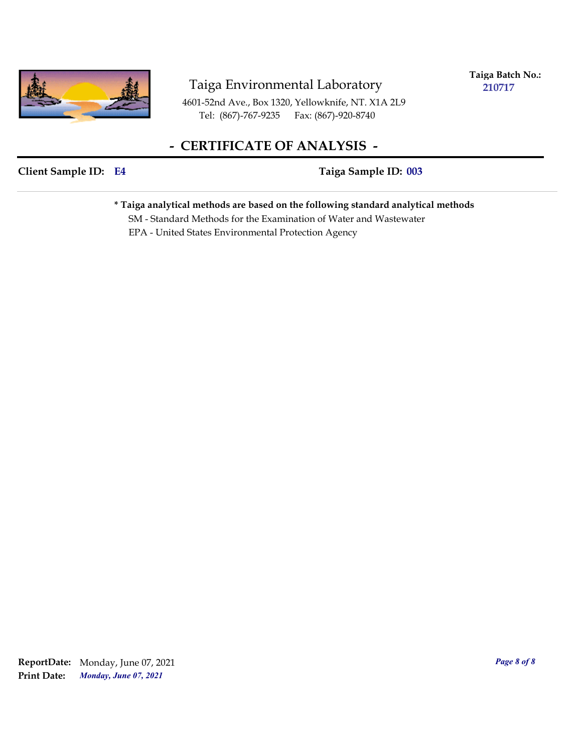Taiga Environmental Laboratory

4601-52nd Ave., Box 1320, Yellowknife, NT. X1A 2L9
Tel: (867)-767-9235 Fax: (867)-920-8740

**Taiga Batch No.:** 210717

## - CERTIFICATE OF ANALYSIS -

**Client Sample ID:** E4 **Taiga Sample ID:** 003

**\* Taiga analytical methods are based on the following standard analytical methods**

SM - Standard Methods for the Examination of Water and Wastewater

EPA - United States Environmental Protection Agency

**ReportDate:** Monday, June 07, 2021
**Print Date:** ***Monday, June 07, 2021***